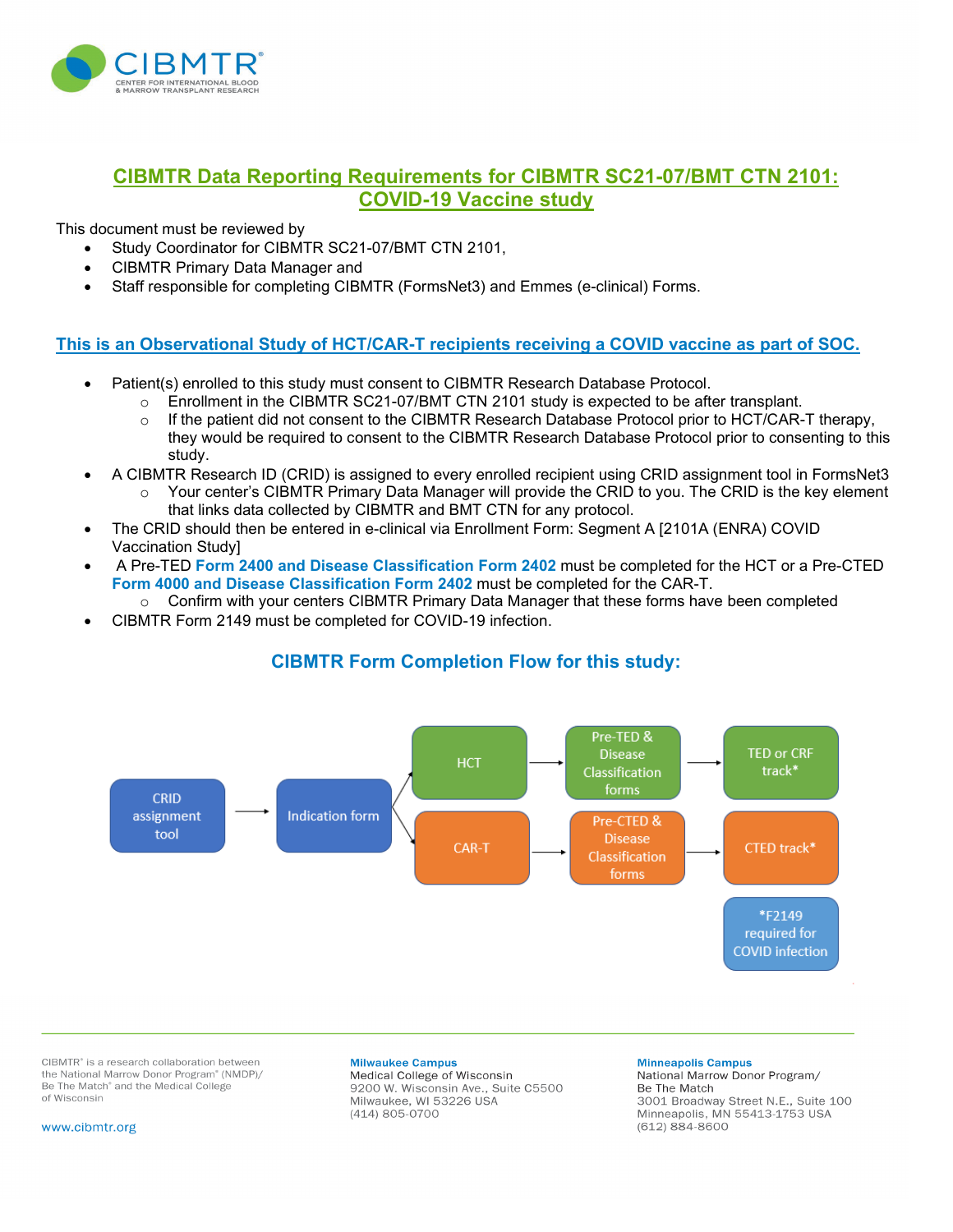# CIBMTR Data Reporting Requirements for CIBMTR SC21-07/BMT CTN 2101: COVID-19 Vaccine study

This document must be reviewed by

- Study Coordinator for CIBMTR SC21-07/BMT CTN 2101,
- CIBMTR Primary Data Manager and
- Staff responsible for completing CIBMTR (FormsNet3) and Emmes (e-clinical) Forms.

## This is an Observational Study of HCT/CAR-T recipients receiving a COVID vaccine as part of SOC.

- Patient(s) enrolled to this study must consent to CIBMTR Research Database Protocol.
  - Enrollment in the CIBMTR SC21-07/BMT CTN 2101 study is expected to be after transplant.
  - If the patient did not consent to the CIBMTR Research Database Protocol prior to HCT/CAR-T therapy, they would be required to consent to the CIBMTR Research Database Protocol prior to consenting to this study.
- A CIBMTR Research ID (CRID) is assigned to every enrolled recipient using CRID assignment tool in FormsNet3
  - Your center's CIBMTR Primary Data Manager will provide the CRID to you. The CRID is the key element that links data collected by CIBMTR and BMT CTN for any protocol.
- The CRID should then be entered in e-clinical via Enrollment Form: Segment A [2101A (ENRA) COVID Vaccination Study]
- A Pre-TED **Form 2400 and Disease Classification Form 2402** must be completed for the HCT or a Pre-CTED **Form 4000 and Disease Classification Form 2402** must be completed for the CAR-T.
  - Confirm with your centers CIBMTR Primary Data Manager that these forms have been completed
- CIBMTR Form 2149 must be completed for COVID-19 infection.

## CIBMTR Form Completion Flow for this study:

CRID assignment tool → Indication form → HCT → Pre-TED & Disease Classification forms → TED or CRF track*

CRID assignment tool → Indication form → CAR-T → Pre-CTED & Disease Classification forms → CTED track*

*F2149 required for COVID infection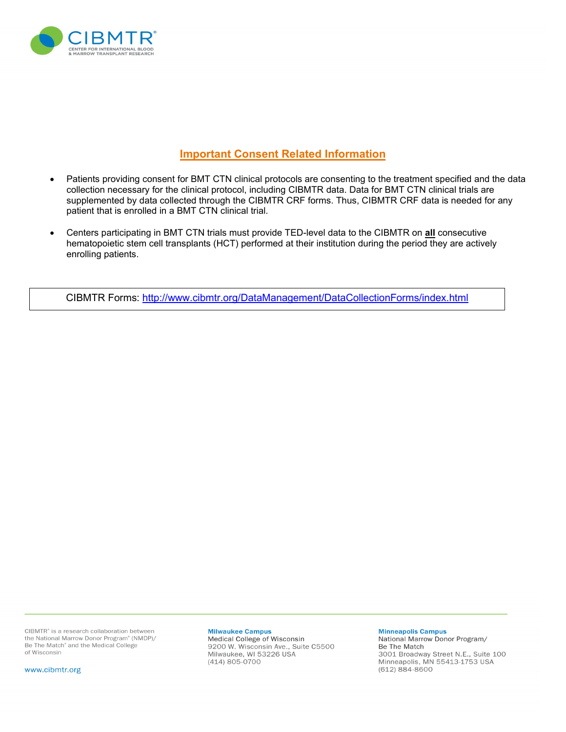## Important Consent Related Information

- Patients providing consent for BMT CTN clinical protocols are consenting to the treatment specified and the data collection necessary for the clinical protocol, including CIBMTR data. Data for BMT CTN clinical trials are supplemented by data collected through the CIBMTR CRF forms. Thus, CIBMTR CRF data is needed for any patient that is enrolled in a BMT CTN clinical trial.

- Centers participating in BMT CTN trials must provide TED-level data to the CIBMTR on **all** consecutive hematopoietic stem cell transplants (HCT) performed at their institution during the period they are actively enrolling patients.

CIBMTR Forms: http://www.cibmtr.org/DataManagement/DataCollectionForms/index.html